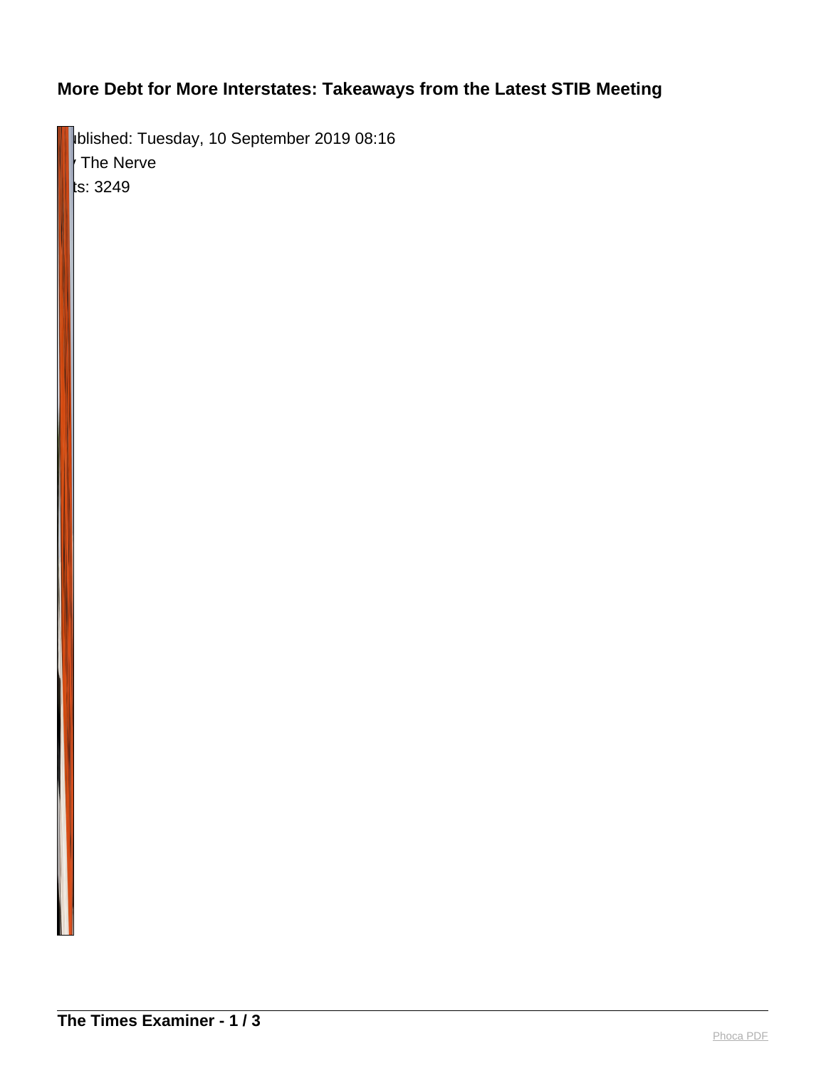# More Debt for More Interstates: Takeaways from the Latest STIB Meeting

ublished: Tuesday, 10 September 2019 08:16

 The Nerve

ts: 3249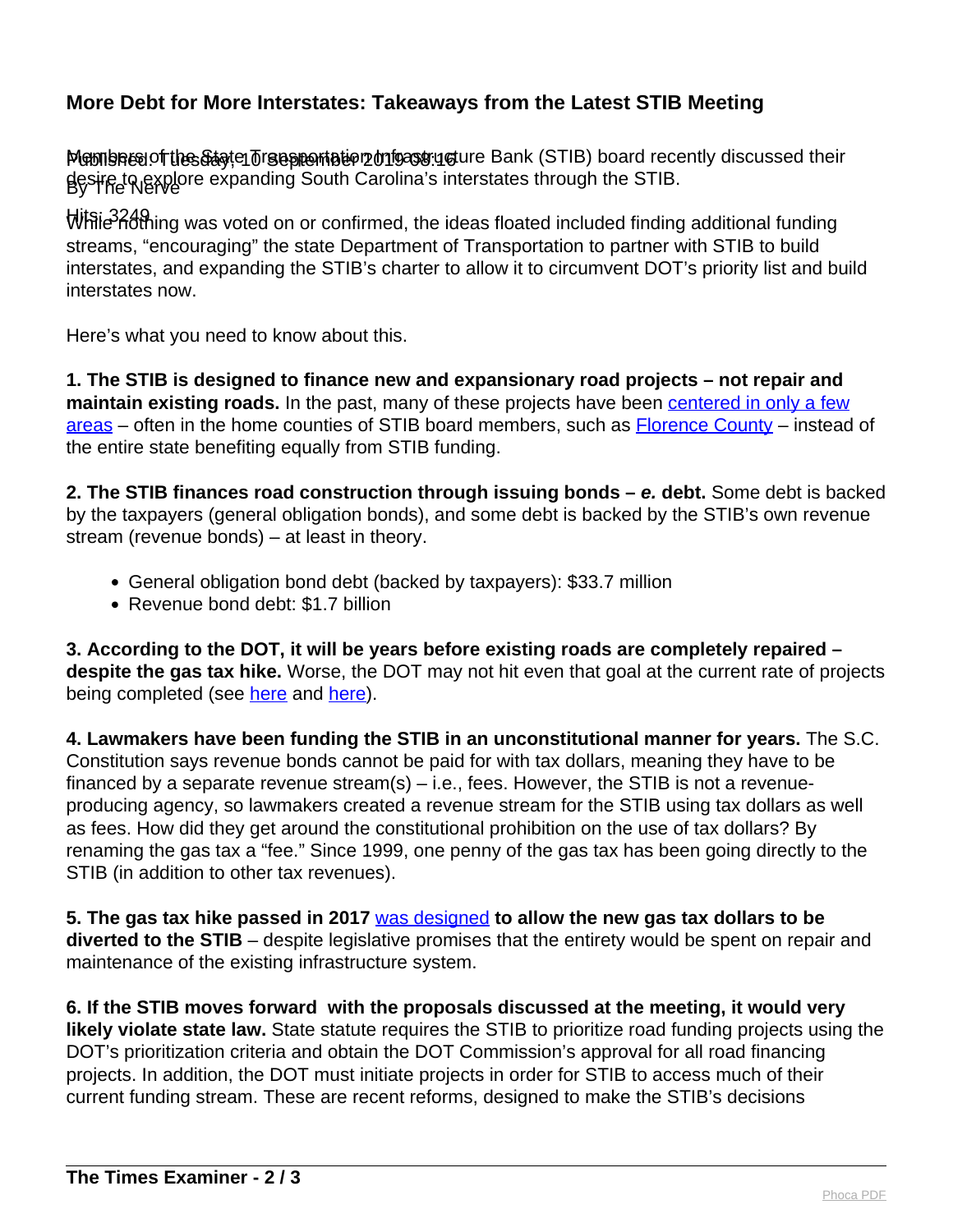## More Debt for More Interstates: Takeaways from the Latest STIB Meeting

Published: Tuesday, 10 September 2019 08:16
By The Nerve
Hits: 3249

Members of the State Transportation Infrastructure Bank (STIB) board recently discussed their desire to explore expanding South Carolina's interstates through the STIB.

While nothing was voted on or confirmed, the ideas floated included finding additional funding streams, "encouraging" the state Department of Transportation to partner with STIB to build interstates, and expanding the STIB's charter to allow it to circumvent DOT's priority list and build interstates now.

Here's what you need to know about this.

**1. The STIB is designed to finance new and expansionary road projects – not repair and maintain existing roads.** In the past, many of these projects have been centered in only a few areas – often in the home counties of STIB board members, such as Florence County – instead of the entire state benefiting equally from STIB funding.

**2. The STIB finances road construction through issuing bonds – *e.* debt.** Some debt is backed by the taxpayers (general obligation bonds), and some debt is backed by the STIB's own revenue stream (revenue bonds) – at least in theory.

- General obligation bond debt (backed by taxpayers): $33.7 million
- Revenue bond debt: $1.7 billion

**3. According to the DOT, it will be years before existing roads are completely repaired – despite the gas tax hike.** Worse, the DOT may not hit even that goal at the current rate of projects being completed (see here and here).

**4. Lawmakers have been funding the STIB in an unconstitutional manner for years.** The S.C. Constitution says revenue bonds cannot be paid for with tax dollars, meaning they have to be financed by a separate revenue stream(s) – i.e., fees. However, the STIB is not a revenue-producing agency, so lawmakers created a revenue stream for the STIB using tax dollars as well as fees. How did they get around the constitutional prohibition on the use of tax dollars? By renaming the gas tax a "fee." Since 1999, one penny of the gas tax has been going directly to the STIB (in addition to other tax revenues).

**5. The gas tax hike passed in 2017** was designed **to allow the new gas tax dollars to be diverted to the STIB** – despite legislative promises that the entirety would be spent on repair and maintenance of the existing infrastructure system.

**6. If the STIB moves forward with the proposals discussed at the meeting, it would very likely violate state law.** State statute requires the STIB to prioritize road funding projects using the DOT's prioritization criteria and obtain the DOT Commission's approval for all road financing projects. In addition, the DOT must initiate projects in order for STIB to access much of their current funding stream. These are recent reforms, designed to make the STIB's decisions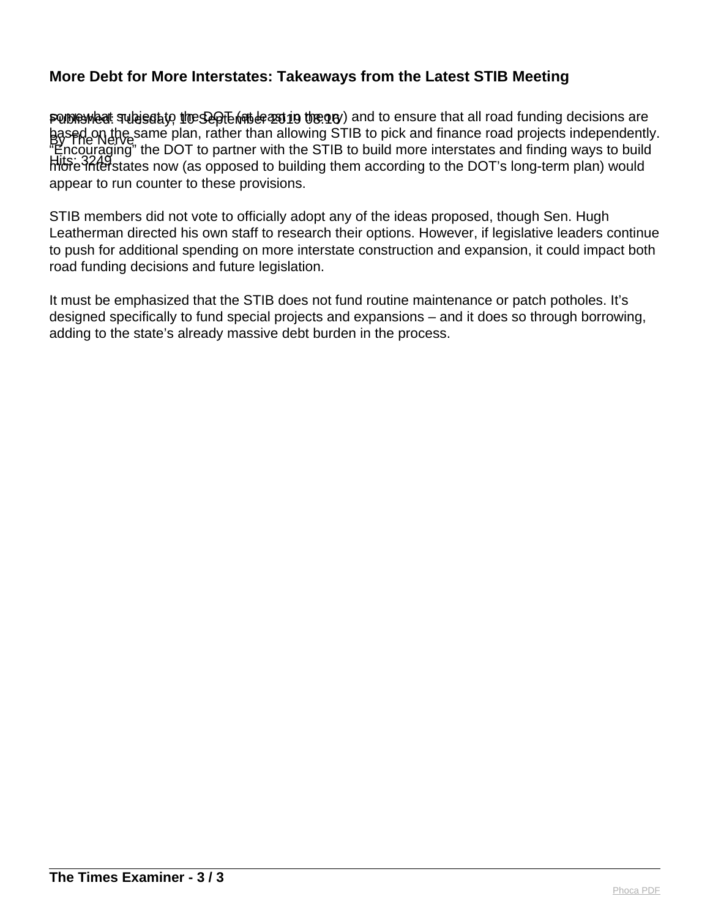somewhat subject to the DOT (at least in theory) and to ensure that all road funding decisions are based on the same plan, rather than allowing STIB to pick and finance road projects independently. "Encouraging" the DOT to partner with the STIB to build more interstates and finding ways to build more interstates now (as opposed to building them according to the DOT's long-term plan) would appear to run counter to these provisions.

STIB members did not vote to officially adopt any of the ideas proposed, though Sen. Hugh Leatherman directed his own staff to research their options. However, if legislative leaders continue to push for additional spending on more interstate construction and expansion, it could impact both road funding decisions and future legislation.

It must be emphasized that the STIB does not fund routine maintenance or patch potholes. It's designed specifically to fund special projects and expansions – and it does so through borrowing, adding to the state's already massive debt burden in the process.